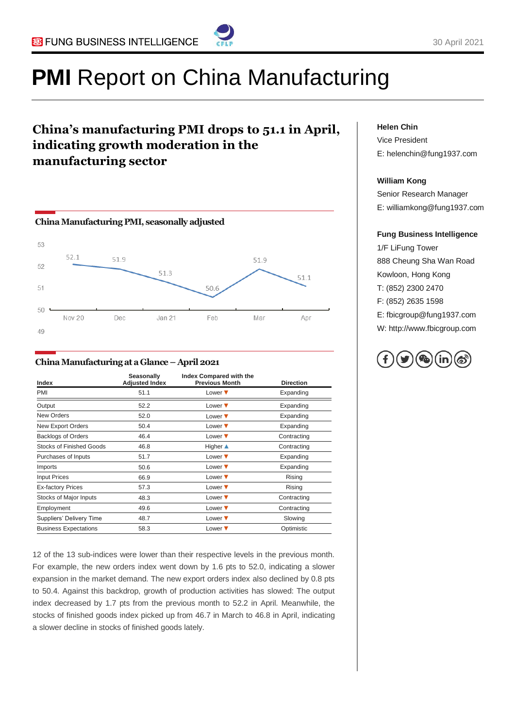# **PMI** Report on China Manufacturing

30 April 2021

## China's manufacturing PMI drops to 51.1 in April, indicating growth moderation in the manufacturing sector

### China Manufacturing PMI, seasonally adjusted

| Month | Nov 20 | Dec | Jan 21 | Feb | Mar | Apr |
|---|---|---|---|---|---|---|
| PMI | 52.1 | 51.9 | 51.3 | 50.6 | 51.9 | 51.1 |

### China Manufacturing at a Glance – April 2021

| Index | Seasonally Adjusted Index | Index Compared with the Previous Month | Direction |
|---|---|---|---|
| PMI | 51.1 | Lower ▼ | Expanding |
| Output | 52.2 | Lower ▼ | Expanding |
| New Orders | 52.0 | Lower ▼ | Expanding |
| New Export Orders | 50.4 | Lower ▼ | Expanding |
| Backlogs of Orders | 46.4 | Lower ▼ | Contracting |
| Stocks of Finished Goods | 46.8 | Higher ▲ | Contracting |
| Purchases of Inputs | 51.7 | Lower ▼ | Expanding |
| Imports | 50.6 | Lower ▼ | Expanding |
| Input Prices | 66.9 | Lower ▼ | Rising |
| Ex-factory Prices | 57.3 | Lower ▼ | Rising |
| Stocks of Major Inputs | 48.3 | Lower ▼ | Contracting |
| Employment | 49.6 | Lower ▼ | Contracting |
| Suppliers' Delivery Time | 48.7 | Lower ▼ | Slowing |
| Business Expectations | 58.3 | Lower ▼ | Optimistic |

12 of the 13 sub-indices were lower than their respective levels in the previous month. For example, the new orders index went down by 1.6 pts to 52.0, indicating a slower expansion in the market demand. The new export orders index also declined by 0.8 pts to 50.4. Against this backdrop, growth of production activities has slowed: The output index decreased by 1.7 pts from the previous month to 52.2 in April. Meanwhile, the stocks of finished goods index picked up from 46.7 in March to 46.8 in April, indicating a slower decline in stocks of finished goods lately.

**Helen Chin**
Vice President
E: helenchin@fung1937.com

**William Kong**
Senior Research Manager
E: williamkong@fung1937.com

**Fung Business Intelligence**
1/F LiFung Tower
888 Cheung Sha Wan Road
Kowloon, Hong Kong
T: (852) 2300 2470
F: (852) 2635 1598
E: fbicgroup@fung1937.com
W: http://www.fbicgroup.com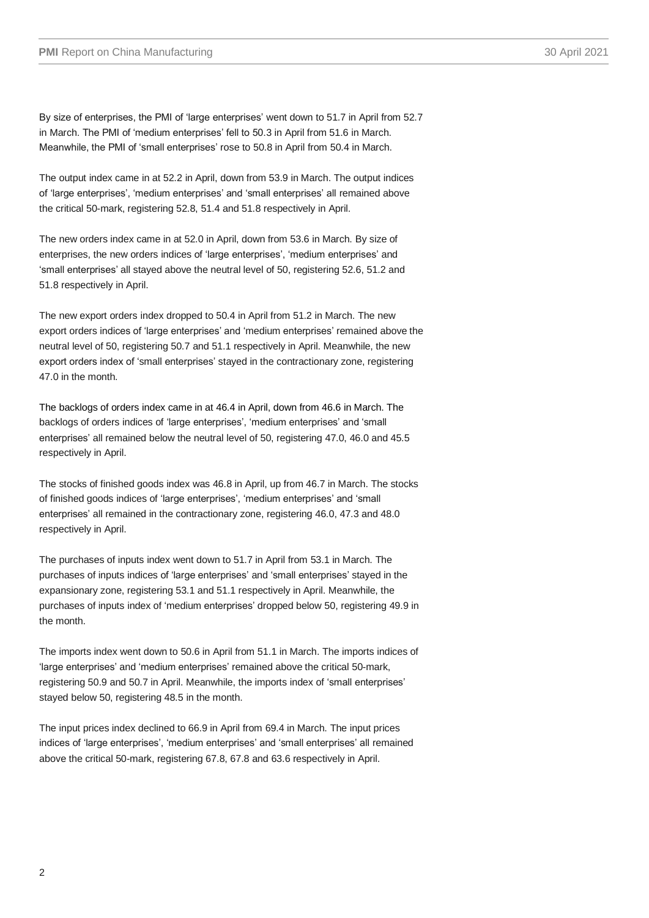By size of enterprises, the PMI of 'large enterprises' went down to 51.7 in April from 52.7 in March. The PMI of 'medium enterprises' fell to 50.3 in April from 51.6 in March. Meanwhile, the PMI of 'small enterprises' rose to 50.8 in April from 50.4 in March.

The output index came in at 52.2 in April, down from 53.9 in March. The output indices of 'large enterprises', 'medium enterprises' and 'small enterprises' all remained above the critical 50-mark, registering 52.8, 51.4 and 51.8 respectively in April.

The new orders index came in at 52.0 in April, down from 53.6 in March. By size of enterprises, the new orders indices of 'large enterprises', 'medium enterprises' and 'small enterprises' all stayed above the neutral level of 50, registering 52.6, 51.2 and 51.8 respectively in April.

The new export orders index dropped to 50.4 in April from 51.2 in March. The new export orders indices of 'large enterprises' and 'medium enterprises' remained above the neutral level of 50, registering 50.7 and 51.1 respectively in April. Meanwhile, the new export orders index of 'small enterprises' stayed in the contractionary zone, registering 47.0 in the month.

The backlogs of orders index came in at 46.4 in April, down from 46.6 in March. The backlogs of orders indices of 'large enterprises', 'medium enterprises' and 'small enterprises' all remained below the neutral level of 50, registering 47.0, 46.0 and 45.5 respectively in April.

The stocks of finished goods index was 46.8 in April, up from 46.7 in March. The stocks of finished goods indices of 'large enterprises', 'medium enterprises' and 'small enterprises' all remained in the contractionary zone, registering 46.0, 47.3 and 48.0 respectively in April.

The purchases of inputs index went down to 51.7 in April from 53.1 in March. The purchases of inputs indices of 'large enterprises' and 'small enterprises' stayed in the expansionary zone, registering 53.1 and 51.1 respectively in April. Meanwhile, the purchases of inputs index of 'medium enterprises' dropped below 50, registering 49.9 in the month.

The imports index went down to 50.6 in April from 51.1 in March. The imports indices of 'large enterprises' and 'medium enterprises' remained above the critical 50-mark, registering 50.9 and 50.7 in April. Meanwhile, the imports index of 'small enterprises' stayed below 50, registering 48.5 in the month.

The input prices index declined to 66.9 in April from 69.4 in March. The input prices indices of 'large enterprises', 'medium enterprises' and 'small enterprises' all remained above the critical 50-mark, registering 67.8, 67.8 and 63.6 respectively in April.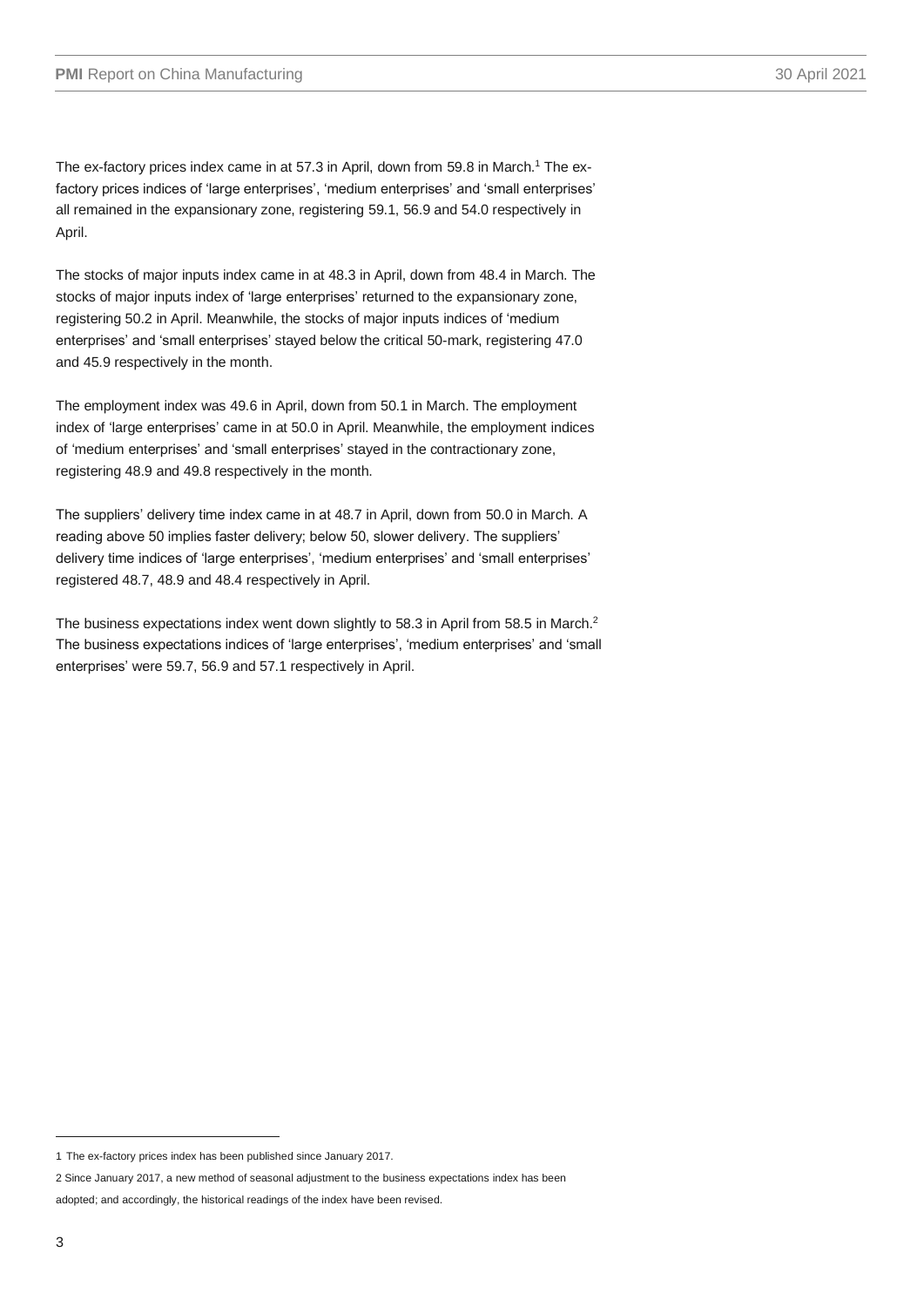The ex-factory prices index came in at 57.3 in April, down from 59.8 in March.[1] The ex-factory prices indices of 'large enterprises', 'medium enterprises' and 'small enterprises' all remained in the expansionary zone, registering 59.1, 56.9 and 54.0 respectively in April.

The stocks of major inputs index came in at 48.3 in April, down from 48.4 in March. The stocks of major inputs index of 'large enterprises' returned to the expansionary zone, registering 50.2 in April. Meanwhile, the stocks of major inputs indices of 'medium enterprises' and 'small enterprises' stayed below the critical 50-mark, registering 47.0 and 45.9 respectively in the month.

The employment index was 49.6 in April, down from 50.1 in March. The employment index of 'large enterprises' came in at 50.0 in April. Meanwhile, the employment indices of 'medium enterprises' and 'small enterprises' stayed in the contractionary zone, registering 48.9 and 49.8 respectively in the month.

The suppliers' delivery time index came in at 48.7 in April, down from 50.0 in March. A reading above 50 implies faster delivery; below 50, slower delivery. The suppliers' delivery time indices of 'large enterprises', 'medium enterprises' and 'small enterprises' registered 48.7, 48.9 and 48.4 respectively in April.

The business expectations index went down slightly to 58.3 in April from 58.5 in March.[2] The business expectations indices of 'large enterprises', 'medium enterprises' and 'small enterprises' were 59.7, 56.9 and 57.1 respectively in April.

---

1 The ex-factory prices index has been published since January 2017.

2 Since January 2017, a new method of seasonal adjustment to the business expectations index has been adopted; and accordingly, the historical readings of the index have been revised.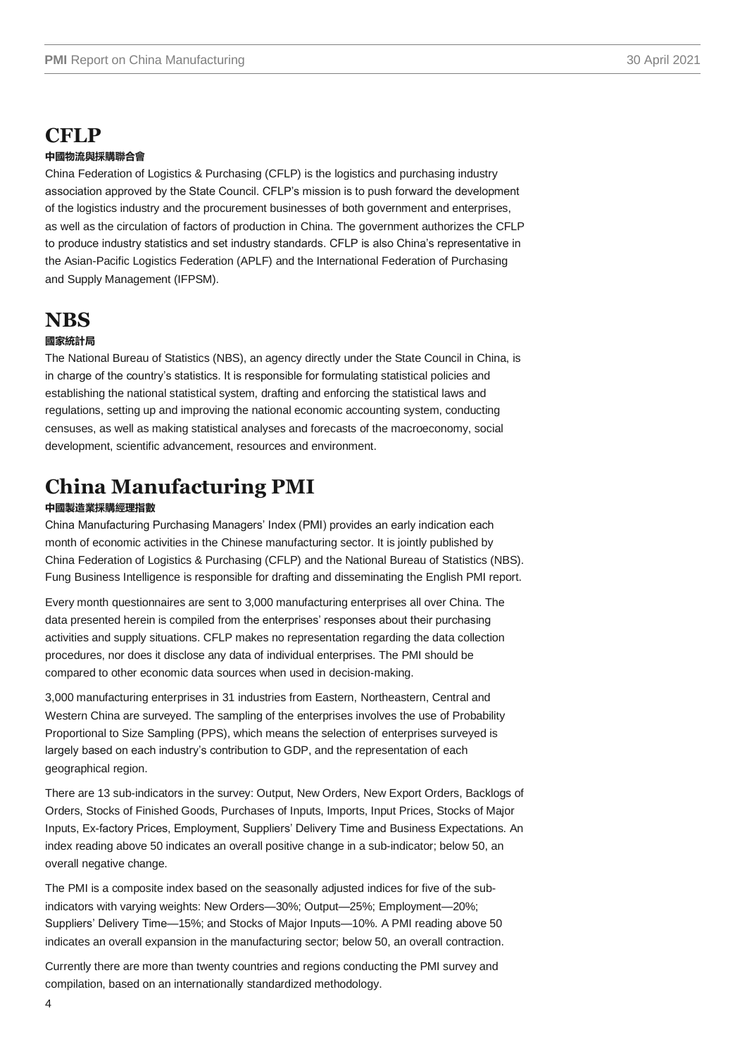# CFLP

**中國物流與採購聯合會**

China Federation of Logistics & Purchasing (CFLP) is the logistics and purchasing industry association approved by the State Council. CFLP's mission is to push forward the development of the logistics industry and the procurement businesses of both government and enterprises, as well as the circulation of factors of production in China. The government authorizes the CFLP to produce industry statistics and set industry standards. CFLP is also China's representative in the Asian-Pacific Logistics Federation (APLF) and the International Federation of Purchasing and Supply Management (IFPSM).

# NBS

**國家統計局**

The National Bureau of Statistics (NBS), an agency directly under the State Council in China, is in charge of the country's statistics. It is responsible for formulating statistical policies and establishing the national statistical system, drafting and enforcing the statistical laws and regulations, setting up and improving the national economic accounting system, conducting censuses, as well as making statistical analyses and forecasts of the macroeconomy, social development, scientific advancement, resources and environment.

# China Manufacturing PMI

**中國製造業採購經理指數**

China Manufacturing Purchasing Managers' Index (PMI) provides an early indication each month of economic activities in the Chinese manufacturing sector. It is jointly published by China Federation of Logistics & Purchasing (CFLP) and the National Bureau of Statistics (NBS). Fung Business Intelligence is responsible for drafting and disseminating the English PMI report.

Every month questionnaires are sent to 3,000 manufacturing enterprises all over China. The data presented herein is compiled from the enterprises' responses about their purchasing activities and supply situations. CFLP makes no representation regarding the data collection procedures, nor does it disclose any data of individual enterprises. The PMI should be compared to other economic data sources when used in decision-making.

3,000 manufacturing enterprises in 31 industries from Eastern, Northeastern, Central and Western China are surveyed. The sampling of the enterprises involves the use of Probability Proportional to Size Sampling (PPS), which means the selection of enterprises surveyed is largely based on each industry's contribution to GDP, and the representation of each geographical region.

There are 13 sub-indicators in the survey: Output, New Orders, New Export Orders, Backlogs of Orders, Stocks of Finished Goods, Purchases of Inputs, Imports, Input Prices, Stocks of Major Inputs, Ex-factory Prices, Employment, Suppliers' Delivery Time and Business Expectations. An index reading above 50 indicates an overall positive change in a sub-indicator; below 50, an overall negative change.

The PMI is a composite index based on the seasonally adjusted indices for five of the sub-indicators with varying weights: New Orders—30%; Output—25%; Employment—20%; Suppliers' Delivery Time—15%; and Stocks of Major Inputs—10%. A PMI reading above 50 indicates an overall expansion in the manufacturing sector; below 50, an overall contraction.

Currently there are more than twenty countries and regions conducting the PMI survey and compilation, based on an internationally standardized methodology.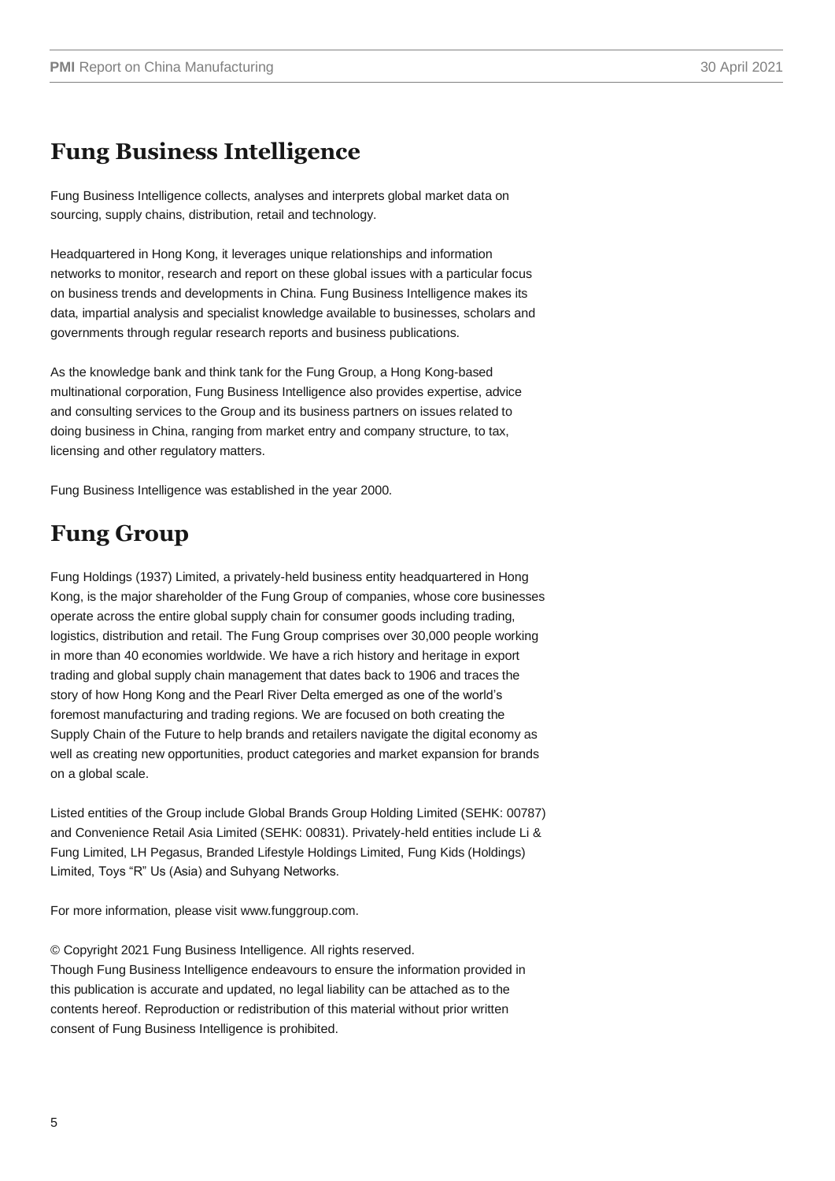## Fung Business Intelligence

Fung Business Intelligence collects, analyses and interprets global market data on sourcing, supply chains, distribution, retail and technology.

Headquartered in Hong Kong, it leverages unique relationships and information networks to monitor, research and report on these global issues with a particular focus on business trends and developments in China. Fung Business Intelligence makes its data, impartial analysis and specialist knowledge available to businesses, scholars and governments through regular research reports and business publications.

As the knowledge bank and think tank for the Fung Group, a Hong Kong-based multinational corporation, Fung Business Intelligence also provides expertise, advice and consulting services to the Group and its business partners on issues related to doing business in China, ranging from market entry and company structure, to tax, licensing and other regulatory matters.

Fung Business Intelligence was established in the year 2000.

## Fung Group

Fung Holdings (1937) Limited, a privately-held business entity headquartered in Hong Kong, is the major shareholder of the Fung Group of companies, whose core businesses operate across the entire global supply chain for consumer goods including trading, logistics, distribution and retail. The Fung Group comprises over 30,000 people working in more than 40 economies worldwide. We have a rich history and heritage in export trading and global supply chain management that dates back to 1906 and traces the story of how Hong Kong and the Pearl River Delta emerged as one of the world's foremost manufacturing and trading regions. We are focused on both creating the Supply Chain of the Future to help brands and retailers navigate the digital economy as well as creating new opportunities, product categories and market expansion for brands on a global scale.

Listed entities of the Group include Global Brands Group Holding Limited (SEHK: 00787) and Convenience Retail Asia Limited (SEHK: 00831). Privately-held entities include Li & Fung Limited, LH Pegasus, Branded Lifestyle Holdings Limited, Fung Kids (Holdings) Limited, Toys "R" Us (Asia) and Suhyang Networks.

For more information, please visit www.funggroup.com.

© Copyright 2021 Fung Business Intelligence. All rights reserved.
Though Fung Business Intelligence endeavours to ensure the information provided in this publication is accurate and updated, no legal liability can be attached as to the contents hereof. Reproduction or redistribution of this material without prior written consent of Fung Business Intelligence is prohibited.